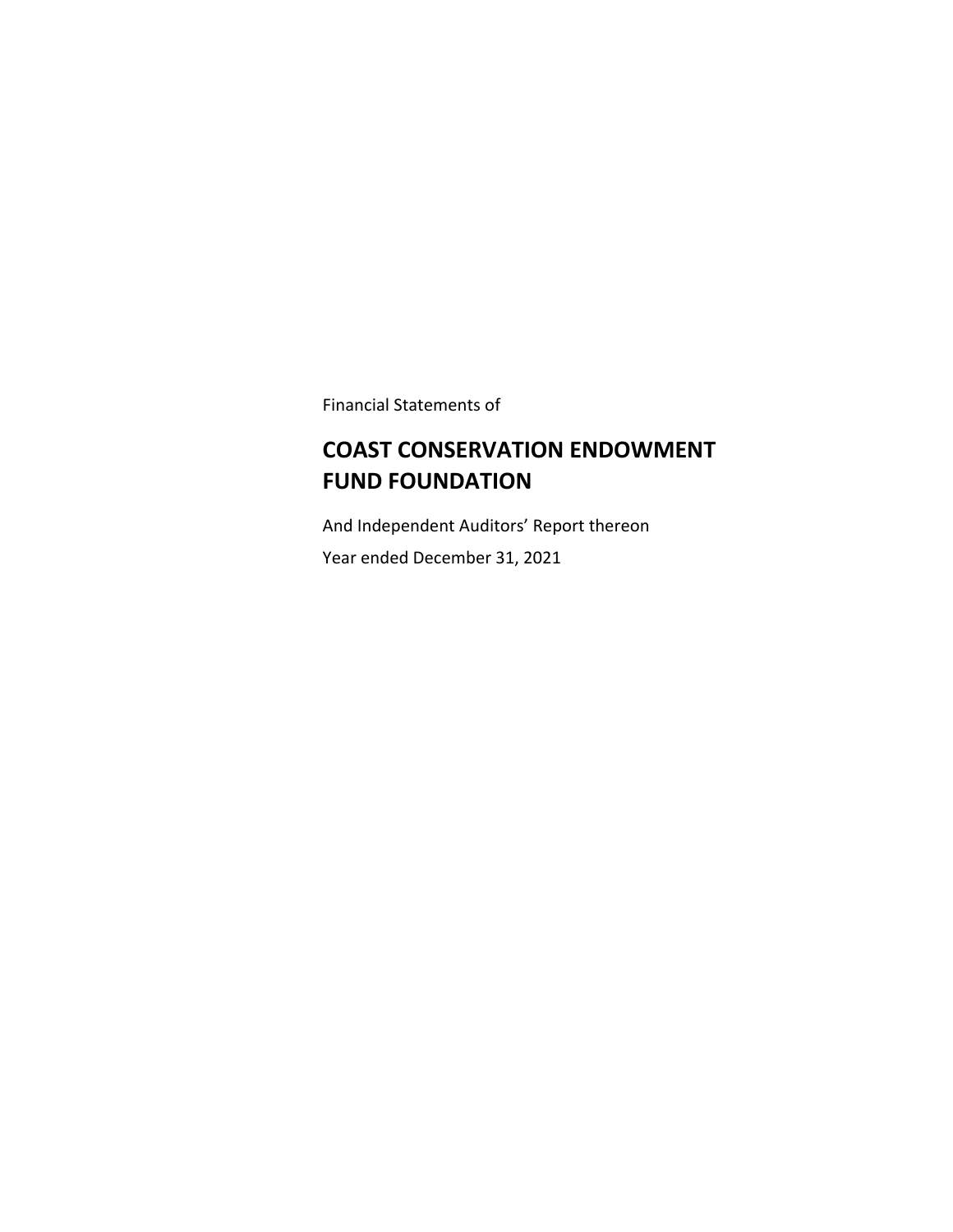Financial Statements of

# COAST CONSERVATION ENDOWMENT FUND FOUNDATION

And Independent Auditors' Report thereon

Year ended December 31, 2021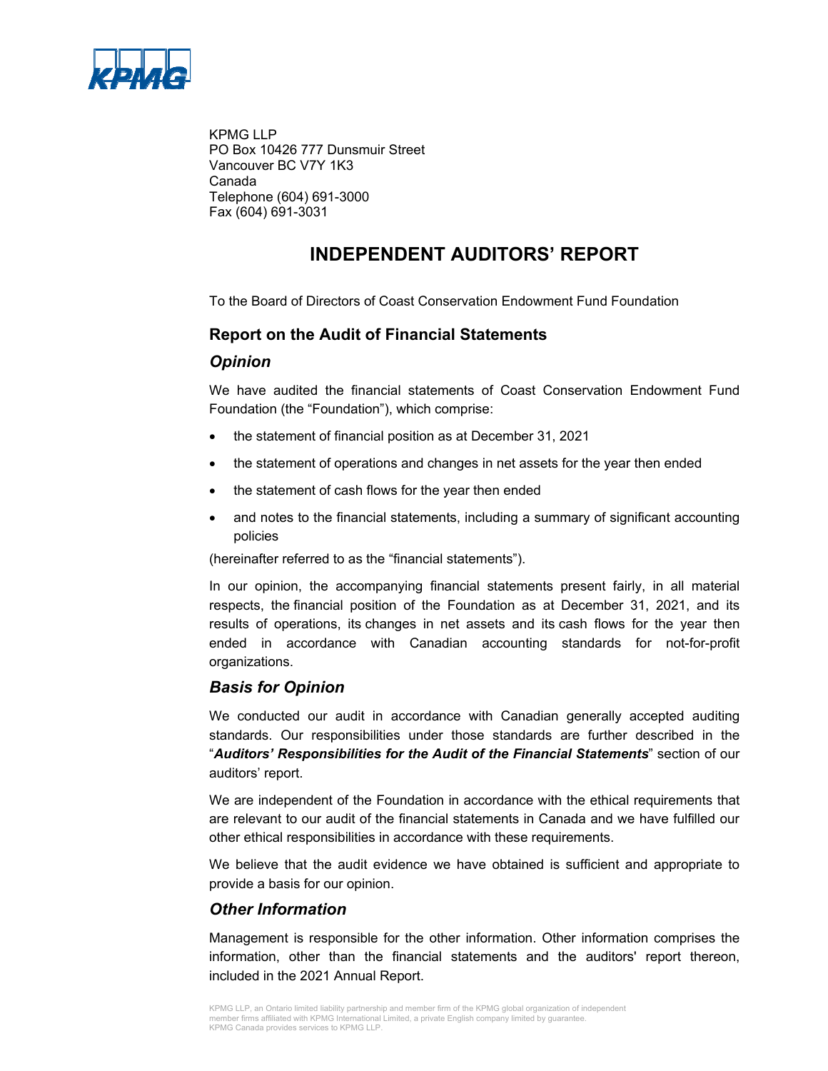KPMG LLP
PO Box 10426 777 Dunsmuir Street
Vancouver BC V7Y 1K3
Canada
Telephone (604) 691-3000
Fax (604) 691-3031

# INDEPENDENT AUDITORS' REPORT

To the Board of Directors of Coast Conservation Endowment Fund Foundation

## Report on the Audit of Financial Statements

### *Opinion*

We have audited the financial statements of Coast Conservation Endowment Fund Foundation (the "Foundation"), which comprise:

- the statement of financial position as at December 31, 2021
- the statement of operations and changes in net assets for the year then ended
- the statement of cash flows for the year then ended
- and notes to the financial statements, including a summary of significant accounting policies

(hereinafter referred to as the "financial statements").

In our opinion, the accompanying financial statements present fairly, in all material respects, the financial position of the Foundation as at December 31, 2021, and its results of operations, its changes in net assets and its cash flows for the year then ended in accordance with Canadian accounting standards for not-for-profit organizations.

### *Basis for Opinion*

We conducted our audit in accordance with Canadian generally accepted auditing standards. Our responsibilities under those standards are further described in the "***Auditors' Responsibilities for the Audit of the Financial Statements***" section of our auditors' report.

We are independent of the Foundation in accordance with the ethical requirements that are relevant to our audit of the financial statements in Canada and we have fulfilled our other ethical responsibilities in accordance with these requirements.

We believe that the audit evidence we have obtained is sufficient and appropriate to provide a basis for our opinion.

### *Other Information*

Management is responsible for the other information. Other information comprises the information, other than the financial statements and the auditors' report thereon, included in the 2021 Annual Report.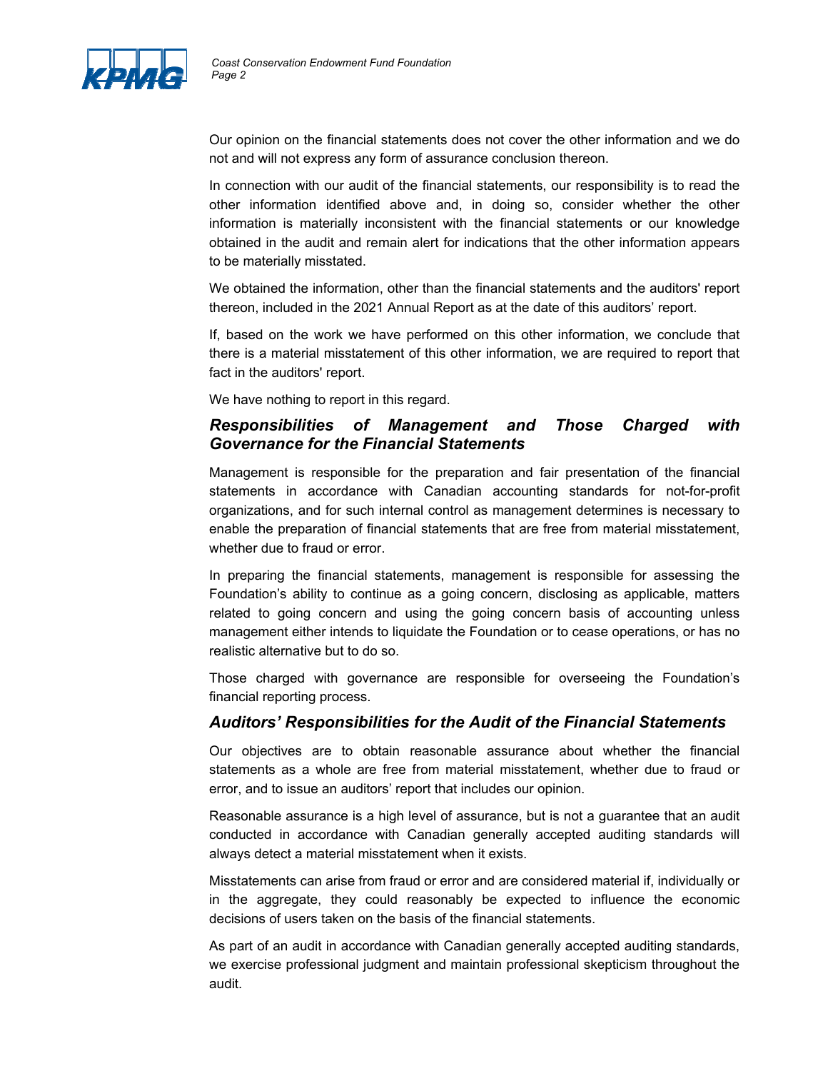Our opinion on the financial statements does not cover the other information and we do not and will not express any form of assurance conclusion thereon.

In connection with our audit of the financial statements, our responsibility is to read the other information identified above and, in doing so, consider whether the other information is materially inconsistent with the financial statements or our knowledge obtained in the audit and remain alert for indications that the other information appears to be materially misstated.

We obtained the information, other than the financial statements and the auditors' report thereon, included in the 2021 Annual Report as at the date of this auditors' report.

If, based on the work we have performed on this other information, we conclude that there is a material misstatement of this other information, we are required to report that fact in the auditors' report.

We have nothing to report in this regard.

### *Responsibilities of Management and Those Charged with Governance for the Financial Statements*

Management is responsible for the preparation and fair presentation of the financial statements in accordance with Canadian accounting standards for not-for-profit organizations, and for such internal control as management determines is necessary to enable the preparation of financial statements that are free from material misstatement, whether due to fraud or error.

In preparing the financial statements, management is responsible for assessing the Foundation's ability to continue as a going concern, disclosing as applicable, matters related to going concern and using the going concern basis of accounting unless management either intends to liquidate the Foundation or to cease operations, or has no realistic alternative but to do so.

Those charged with governance are responsible for overseeing the Foundation's financial reporting process.

### *Auditors' Responsibilities for the Audit of the Financial Statements*

Our objectives are to obtain reasonable assurance about whether the financial statements as a whole are free from material misstatement, whether due to fraud or error, and to issue an auditors' report that includes our opinion.

Reasonable assurance is a high level of assurance, but is not a guarantee that an audit conducted in accordance with Canadian generally accepted auditing standards will always detect a material misstatement when it exists.

Misstatements can arise from fraud or error and are considered material if, individually or in the aggregate, they could reasonably be expected to influence the economic decisions of users taken on the basis of the financial statements.

As part of an audit in accordance with Canadian generally accepted auditing standards, we exercise professional judgment and maintain professional skepticism throughout the audit.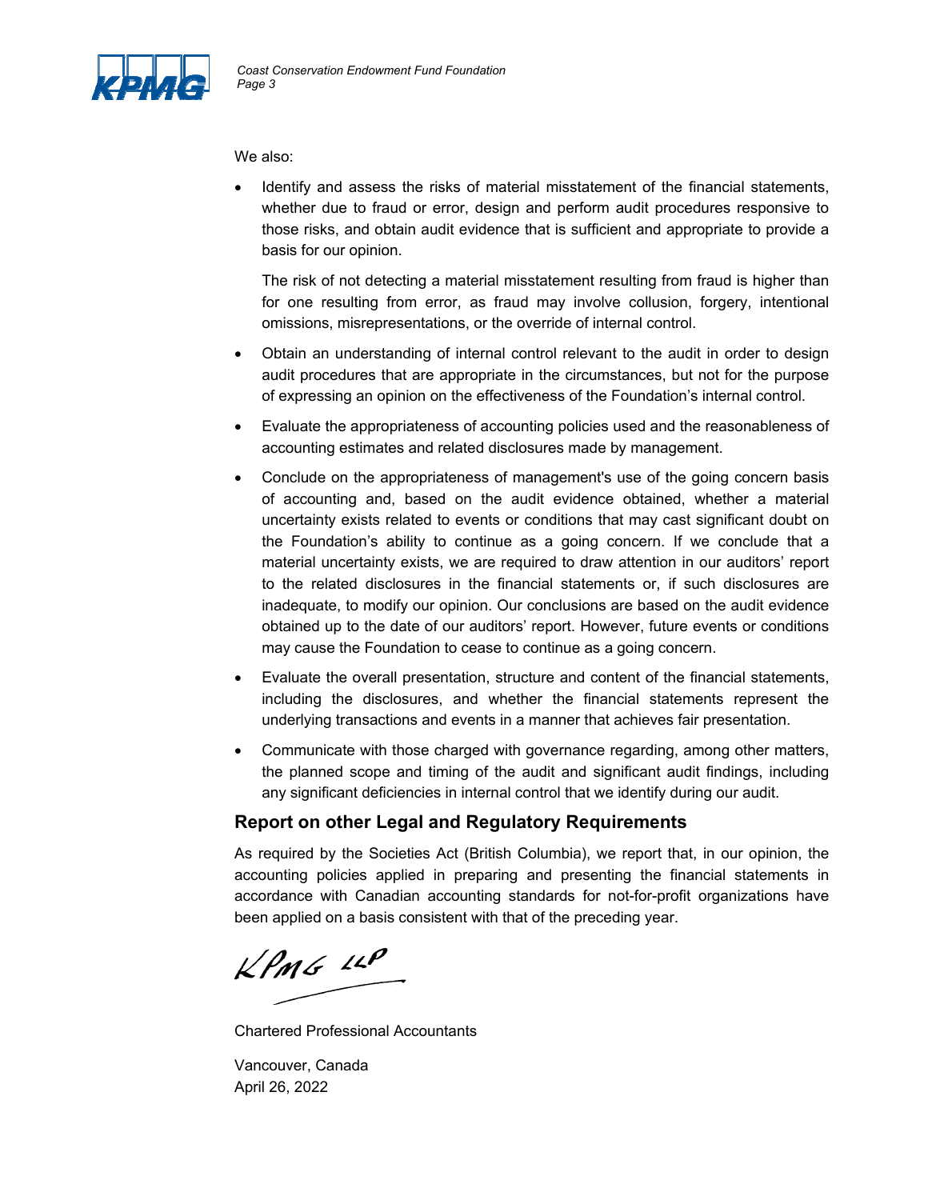We also:

- Identify and assess the risks of material misstatement of the financial statements, whether due to fraud or error, design and perform audit procedures responsive to those risks, and obtain audit evidence that is sufficient and appropriate to provide a basis for our opinion.

  The risk of not detecting a material misstatement resulting from fraud is higher than for one resulting from error, as fraud may involve collusion, forgery, intentional omissions, misrepresentations, or the override of internal control.

- Obtain an understanding of internal control relevant to the audit in order to design audit procedures that are appropriate in the circumstances, but not for the purpose of expressing an opinion on the effectiveness of the Foundation's internal control.

- Evaluate the appropriateness of accounting policies used and the reasonableness of accounting estimates and related disclosures made by management.

- Conclude on the appropriateness of management's use of the going concern basis of accounting and, based on the audit evidence obtained, whether a material uncertainty exists related to events or conditions that may cast significant doubt on the Foundation's ability to continue as a going concern. If we conclude that a material uncertainty exists, we are required to draw attention in our auditors' report to the related disclosures in the financial statements or, if such disclosures are inadequate, to modify our opinion. Our conclusions are based on the audit evidence obtained up to the date of our auditors' report. However, future events or conditions may cause the Foundation to cease to continue as a going concern.

- Evaluate the overall presentation, structure and content of the financial statements, including the disclosures, and whether the financial statements represent the underlying transactions and events in a manner that achieves fair presentation.

- Communicate with those charged with governance regarding, among other matters, the planned scope and timing of the audit and significant audit findings, including any significant deficiencies in internal control that we identify during our audit.

## Report on other Legal and Regulatory Requirements

As required by the Societies Act (British Columbia), we report that, in our opinion, the accounting policies applied in preparing and presenting the financial statements in accordance with Canadian accounting standards for not-for-profit organizations have been applied on a basis consistent with that of the preceding year.

KPMG LLP

Chartered Professional Accountants

Vancouver, Canada
April 26, 2022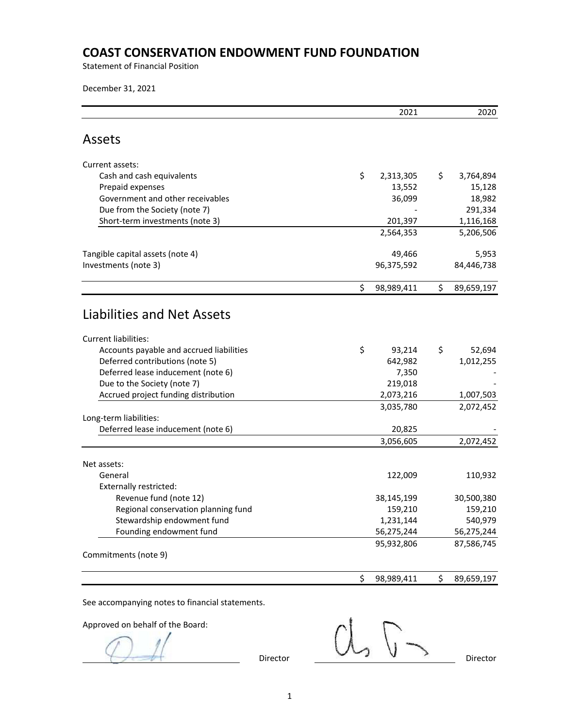# COAST CONSERVATION ENDOWMENT FUND FOUNDATION

Statement of Financial Position

December 31, 2021

| | 2021 | 2020 |
|---|---|---|
| **Assets** | | |
| Current assets: | | |
| Cash and cash equivalents | $ 2,313,305 | $ 3,764,894 |
| Prepaid expenses | 13,552 | 15,128 |
| Government and other receivables | 36,099 | 18,982 |
| Due from the Society (note 7) | - | 291,334 |
| Short-term investments (note 3) | 201,397 | 1,116,168 |
| | 2,564,353 | 5,206,506 |
| Tangible capital assets (note 4) | 49,466 | 5,953 |
| Investments (note 3) | 96,375,592 | 84,446,738 |
| | $ 98,989,411 | $ 89,659,197 |
| **Liabilities and Net Assets** | | |
| Current liabilities: | | |
| Accounts payable and accrued liabilities | $ 93,214 | $ 52,694 |
| Deferred contributions (note 5) | 642,982 | 1,012,255 |
| Deferred lease inducement (note 6) | 7,350 | - |
| Due to the Society (note 7) | 219,018 | - |
| Accrued project funding distribution | 2,073,216 | 1,007,503 |
| | 3,035,780 | 2,072,452 |
| Long-term liabilities: | | |
| Deferred lease inducement (note 6) | 20,825 | - |
| | 3,056,605 | 2,072,452 |
| Net assets: | | |
| General | 122,009 | 110,932 |
| Externally restricted: | | |
| Revenue fund (note 12) | 38,145,199 | 30,500,380 |
| Regional conservation planning fund | 159,210 | 159,210 |
| Stewardship endowment fund | 1,231,144 | 540,979 |
| Founding endowment fund | 56,275,244 | 56,275,244 |
| | 95,932,806 | 87,586,745 |
| Commitments (note 9) | | |
| | $ 98,989,411 | $ 89,659,197 |

See accompanying notes to financial statements.

Approved on behalf of the Board:

_________________________ Director _________________________ Director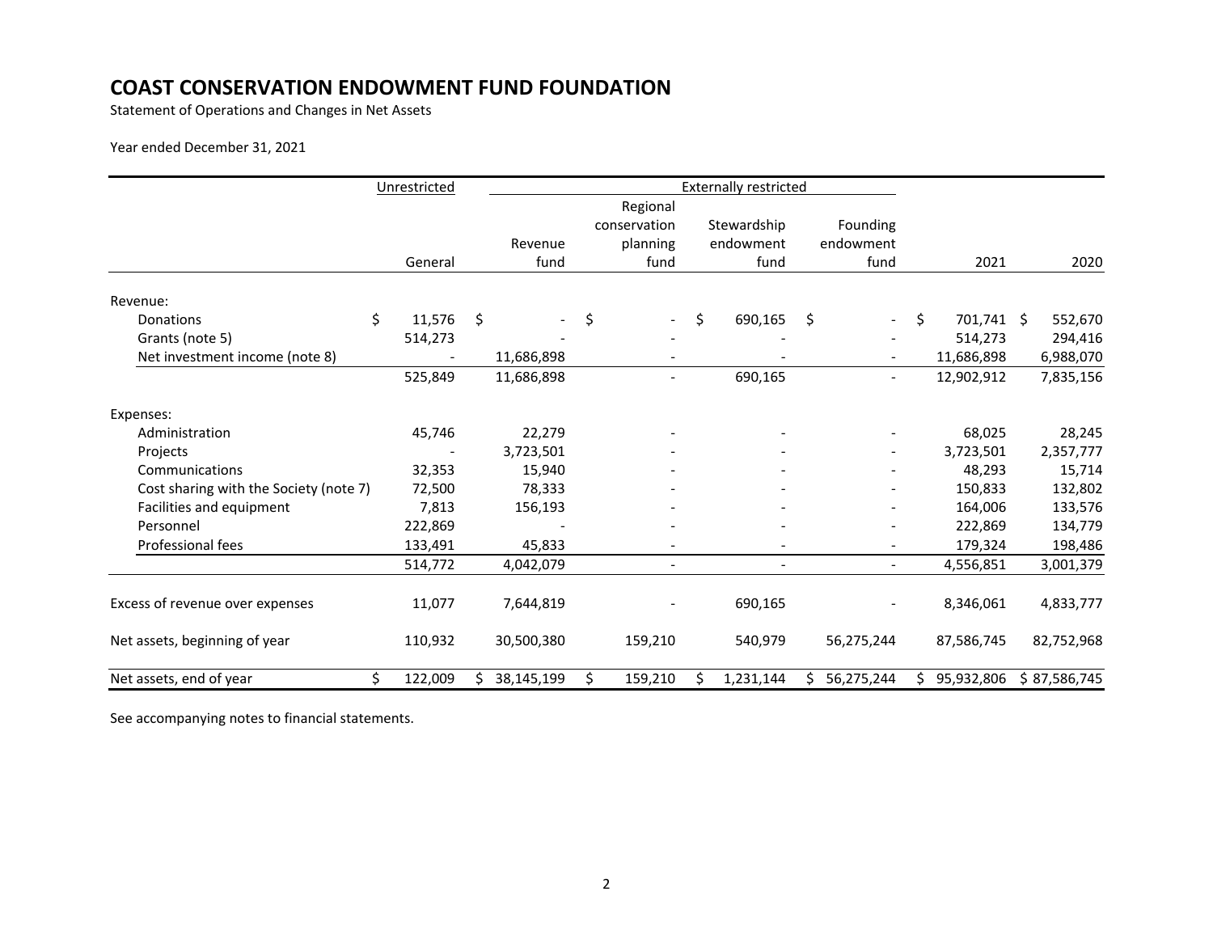# COAST CONSERVATION ENDOWMENT FUND FOUNDATION

Statement of Operations and Changes in Net Assets

Year ended December 31, 2021

| | Unrestricted | Externally restricted | | | | | |
|---|---|---|---|---|---|---|---|
| | General | Revenue fund | Regional conservation planning fund | Stewardship endowment fund | Founding endowment fund | 2021 | 2020 |
| Revenue: | | | | | | | |
| Donations | $ 11,576 | $ - | $ - | $ 690,165 | $ - | $ 701,741 | $ 552,670 |
| Grants (note 5) | 514,273 | - | - | - | - | 514,273 | 294,416 |
| Net investment income (note 8) | - | 11,686,898 | - | - | - | 11,686,898 | 6,988,070 |
| | 525,849 | 11,686,898 | - | 690,165 | - | 12,902,912 | 7,835,156 |
| Expenses: | | | | | | | |
| Administration | 45,746 | 22,279 | - | - | - | 68,025 | 28,245 |
| Projects | - | 3,723,501 | - | - | - | 3,723,501 | 2,357,777 |
| Communications | 32,353 | 15,940 | - | - | - | 48,293 | 15,714 |
| Cost sharing with the Society (note 7) | 72,500 | 78,333 | - | - | - | 150,833 | 132,802 |
| Facilities and equipment | 7,813 | 156,193 | - | - | - | 164,006 | 133,576 |
| Personnel | 222,869 | - | - | - | - | 222,869 | 134,779 |
| Professional fees | 133,491 | 45,833 | - | - | - | 179,324 | 198,486 |
| | 514,772 | 4,042,079 | - | - | - | 4,556,851 | 3,001,379 |
| Excess of revenue over expenses | 11,077 | 7,644,819 | - | 690,165 | - | 8,346,061 | 4,833,777 |
| Net assets, beginning of year | 110,932 | 30,500,380 | 159,210 | 540,979 | 56,275,244 | 87,586,745 | 82,752,968 |
| Net assets, end of year | $ 122,009 | $ 38,145,199 | $ 159,210 | $ 1,231,144 | $ 56,275,244 | $ 95,932,806 | $ 87,586,745 |

See accompanying notes to financial statements.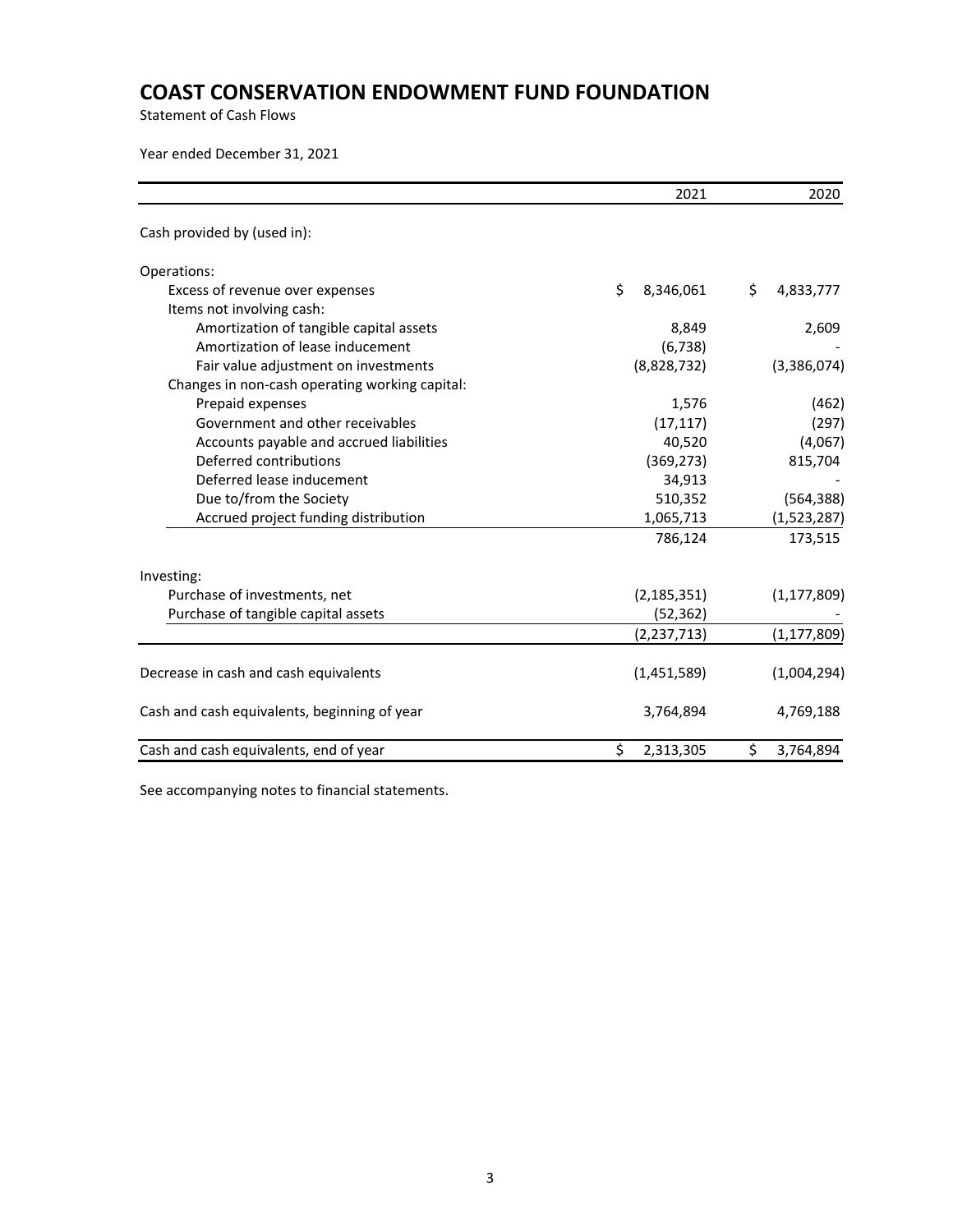# COAST CONSERVATION ENDOWMENT FUND FOUNDATION

Statement of Cash Flows

Year ended December 31, 2021

| | 2021 | 2020 |
|---|---|---|
| Cash provided by (used in): | | |
| Operations: | | |
| Excess of revenue over expenses | $ 8,346,061 | $ 4,833,777 |
| Items not involving cash: | | |
| Amortization of tangible capital assets | 8,849 | 2,609 |
| Amortization of lease inducement | (6,738) | - |
| Fair value adjustment on investments | (8,828,732) | (3,386,074) |
| Changes in non-cash operating working capital: | | |
| Prepaid expenses | 1,576 | (462) |
| Government and other receivables | (17,117) | (297) |
| Accounts payable and accrued liabilities | 40,520 | (4,067) |
| Deferred contributions | (369,273) | 815,704 |
| Deferred lease inducement | 34,913 | - |
| Due to/from the Society | 510,352 | (564,388) |
| Accrued project funding distribution | 1,065,713 | (1,523,287) |
| | 786,124 | 173,515 |
| Investing: | | |
| Purchase of investments, net | (2,185,351) | (1,177,809) |
| Purchase of tangible capital assets | (52,362) | - |
| | (2,237,713) | (1,177,809) |
| Decrease in cash and cash equivalents | (1,451,589) | (1,004,294) |
| Cash and cash equivalents, beginning of year | 3,764,894 | 4,769,188 |
| Cash and cash equivalents, end of year | $ 2,313,305 | $ 3,764,894 |

See accompanying notes to financial statements.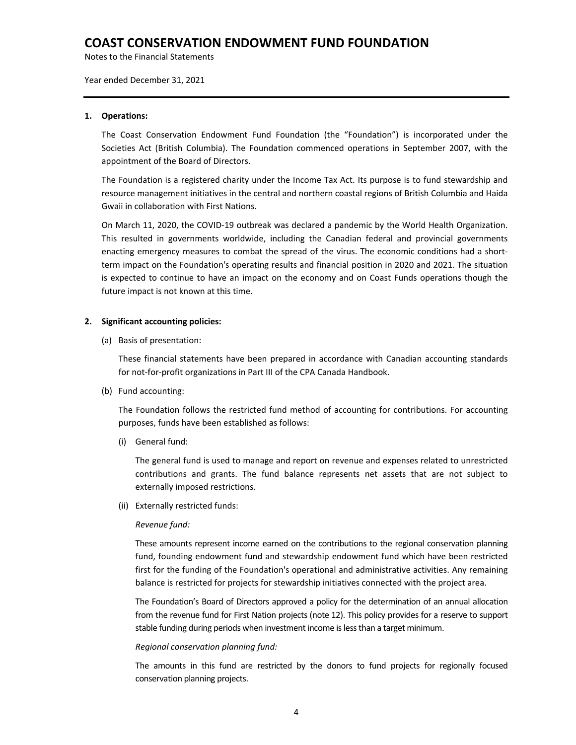# COAST CONSERVATION ENDOWMENT FUND FOUNDATION

Notes to the Financial Statements

Year ended December 31, 2021

**1. Operations:**

The Coast Conservation Endowment Fund Foundation (the "Foundation") is incorporated under the Societies Act (British Columbia). The Foundation commenced operations in September 2007, with the appointment of the Board of Directors.

The Foundation is a registered charity under the Income Tax Act. Its purpose is to fund stewardship and resource management initiatives in the central and northern coastal regions of British Columbia and Haida Gwaii in collaboration with First Nations.

On March 11, 2020, the COVID-19 outbreak was declared a pandemic by the World Health Organization. This resulted in governments worldwide, including the Canadian federal and provincial governments enacting emergency measures to combat the spread of the virus. The economic conditions had a short-term impact on the Foundation's operating results and financial position in 2020 and 2021. The situation is expected to continue to have an impact on the economy and on Coast Funds operations though the future impact is not known at this time.

**2. Significant accounting policies:**

(a) Basis of presentation:

These financial statements have been prepared in accordance with Canadian accounting standards for not-for-profit organizations in Part III of the CPA Canada Handbook.

(b) Fund accounting:

The Foundation follows the restricted fund method of accounting for contributions. For accounting purposes, funds have been established as follows:

(i) General fund:

The general fund is used to manage and report on revenue and expenses related to unrestricted contributions and grants. The fund balance represents net assets that are not subject to externally imposed restrictions.

(ii) Externally restricted funds:

*Revenue fund:*

These amounts represent income earned on the contributions to the regional conservation planning fund, founding endowment fund and stewardship endowment fund which have been restricted first for the funding of the Foundation's operational and administrative activities. Any remaining balance is restricted for projects for stewardship initiatives connected with the project area.

The Foundation's Board of Directors approved a policy for the determination of an annual allocation from the revenue fund for First Nation projects (note 12). This policy provides for a reserve to support stable funding during periods when investment income is less than a target minimum.

*Regional conservation planning fund:*

The amounts in this fund are restricted by the donors to fund projects for regionally focused conservation planning projects.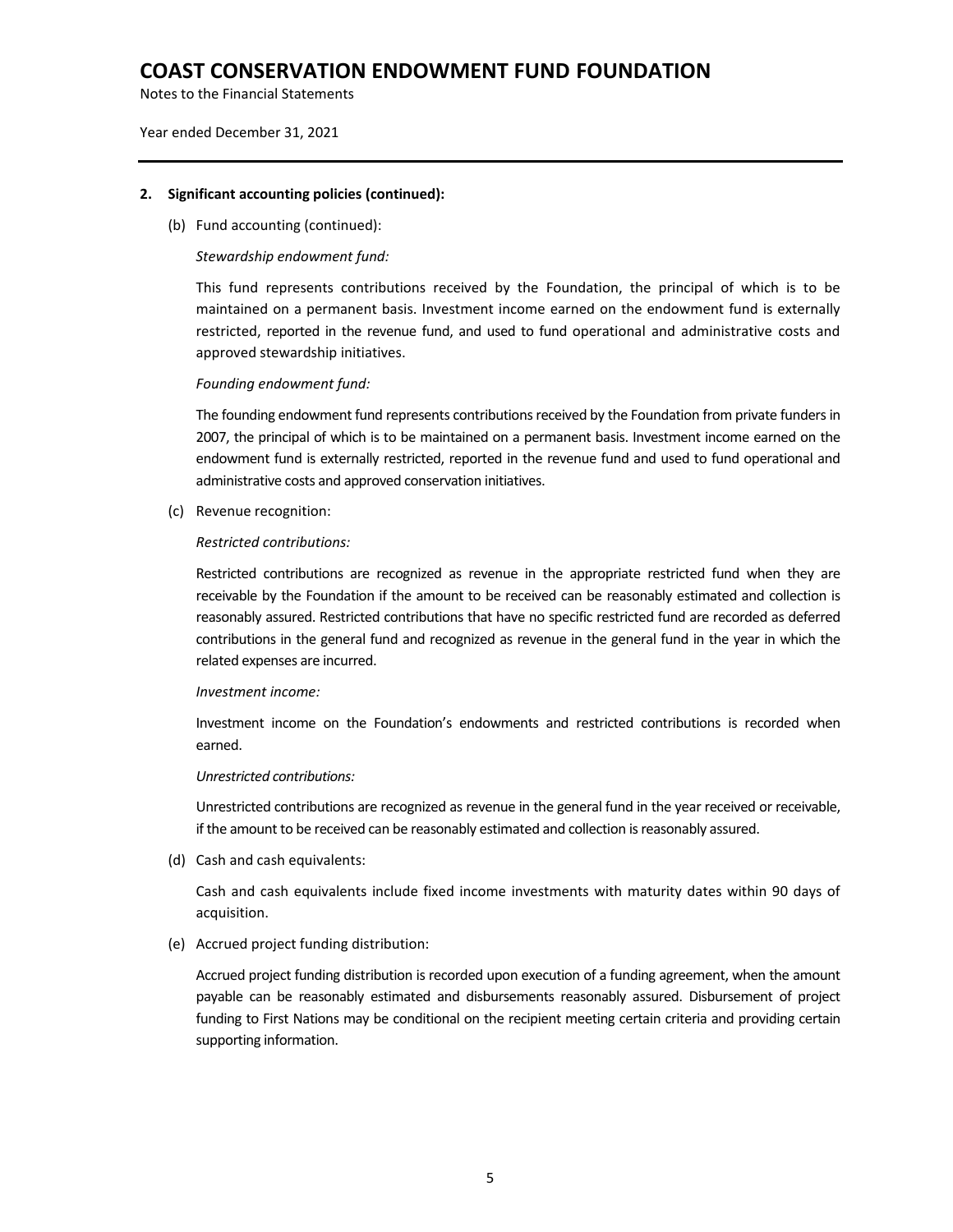**2. Significant accounting policies (continued):**

(b) Fund accounting (continued):

*Stewardship endowment fund:*

This fund represents contributions received by the Foundation, the principal of which is to be maintained on a permanent basis. Investment income earned on the endowment fund is externally restricted, reported in the revenue fund, and used to fund operational and administrative costs and approved stewardship initiatives.

*Founding endowment fund:*

The founding endowment fund represents contributions received by the Foundation from private funders in 2007, the principal of which is to be maintained on a permanent basis. Investment income earned on the endowment fund is externally restricted, reported in the revenue fund and used to fund operational and administrative costs and approved conservation initiatives.

(c) Revenue recognition:

*Restricted contributions:*

Restricted contributions are recognized as revenue in the appropriate restricted fund when they are receivable by the Foundation if the amount to be received can be reasonably estimated and collection is reasonably assured. Restricted contributions that have no specific restricted fund are recorded as deferred contributions in the general fund and recognized as revenue in the general fund in the year in which the related expenses are incurred.

*Investment income:*

Investment income on the Foundation's endowments and restricted contributions is recorded when earned.

*Unrestricted contributions:*

Unrestricted contributions are recognized as revenue in the general fund in the year received or receivable, if the amount to be received can be reasonably estimated and collection is reasonably assured.

(d) Cash and cash equivalents:

Cash and cash equivalents include fixed income investments with maturity dates within 90 days of acquisition.

(e) Accrued project funding distribution:

Accrued project funding distribution is recorded upon execution of a funding agreement, when the amount payable can be reasonably estimated and disbursements reasonably assured. Disbursement of project funding to First Nations may be conditional on the recipient meeting certain criteria and providing certain supporting information.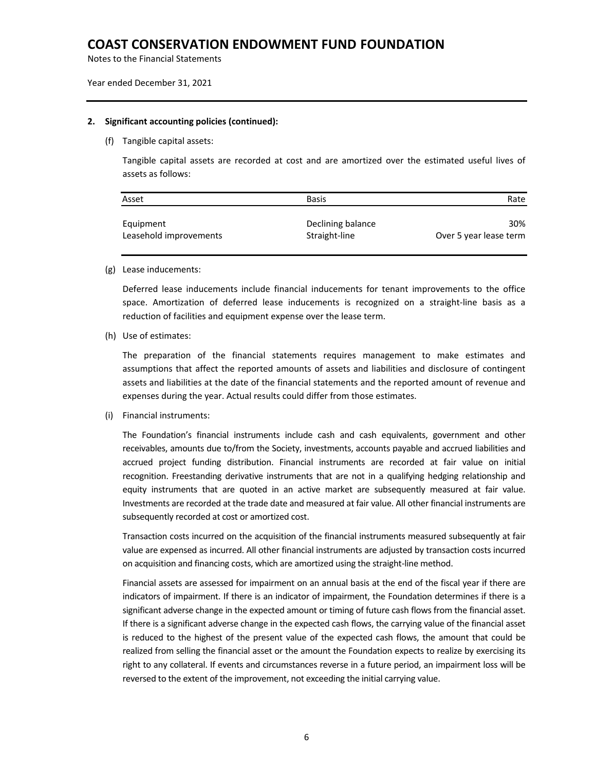# COAST CONSERVATION ENDOWMENT FUND FOUNDATION

Notes to the Financial Statements

Year ended December 31, 2021

**2. Significant accounting policies (continued):**

(f) Tangible capital assets:

Tangible capital assets are recorded at cost and are amortized over the estimated useful lives of assets as follows:

| Asset | Basis | Rate |
|---|---|---|
| Equipment | Declining balance | 30% |
| Leasehold improvements | Straight-line | Over 5 year lease term |

(g) Lease inducements:

Deferred lease inducements include financial inducements for tenant improvements to the office space. Amortization of deferred lease inducements is recognized on a straight-line basis as a reduction of facilities and equipment expense over the lease term.

(h) Use of estimates:

The preparation of the financial statements requires management to make estimates and assumptions that affect the reported amounts of assets and liabilities and disclosure of contingent assets and liabilities at the date of the financial statements and the reported amount of revenue and expenses during the year. Actual results could differ from those estimates.

(i) Financial instruments:

The Foundation's financial instruments include cash and cash equivalents, government and other receivables, amounts due to/from the Society, investments, accounts payable and accrued liabilities and accrued project funding distribution. Financial instruments are recorded at fair value on initial recognition. Freestanding derivative instruments that are not in a qualifying hedging relationship and equity instruments that are quoted in an active market are subsequently measured at fair value. Investments are recorded at the trade date and measured at fair value. All other financial instruments are subsequently recorded at cost or amortized cost.

Transaction costs incurred on the acquisition of the financial instruments measured subsequently at fair value are expensed as incurred. All other financial instruments are adjusted by transaction costs incurred on acquisition and financing costs, which are amortized using the straight-line method.

Financial assets are assessed for impairment on an annual basis at the end of the fiscal year if there are indicators of impairment. If there is an indicator of impairment, the Foundation determines if there is a significant adverse change in the expected amount or timing of future cash flows from the financial asset. If there is a significant adverse change in the expected cash flows, the carrying value of the financial asset is reduced to the highest of the present value of the expected cash flows, the amount that could be realized from selling the financial asset or the amount the Foundation expects to realize by exercising its right to any collateral. If events and circumstances reverse in a future period, an impairment loss will be reversed to the extent of the improvement, not exceeding the initial carrying value.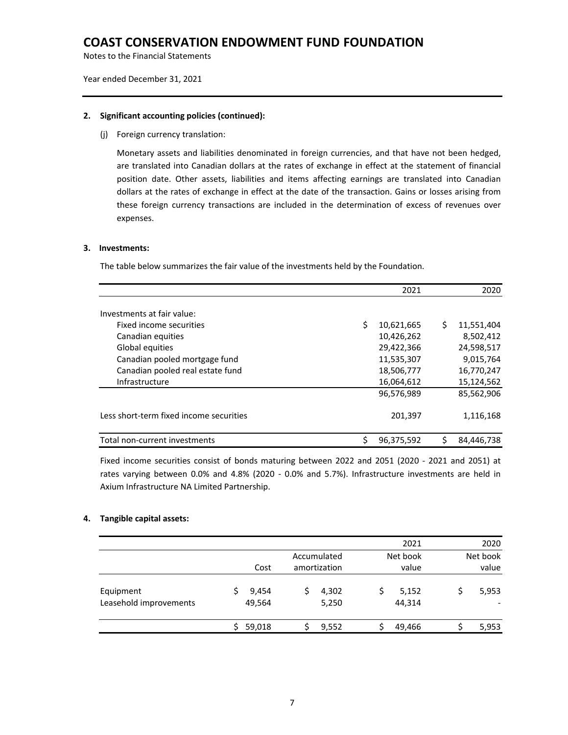# COAST CONSERVATION ENDOWMENT FUND FOUNDATION

Notes to the Financial Statements

Year ended December 31, 2021

**2. Significant accounting policies (continued):**

(j) Foreign currency translation:

Monetary assets and liabilities denominated in foreign currencies, and that have not been hedged, are translated into Canadian dollars at the rates of exchange in effect at the statement of financial position date. Other assets, liabilities and items affecting earnings are translated into Canadian dollars at the rates of exchange in effect at the date of the transaction. Gains or losses arising from these foreign currency transactions are included in the determination of excess of revenues over expenses.

**3. Investments:**

The table below summarizes the fair value of the investments held by the Foundation.

| | 2021 | 2020 |
|---|---|---|
| Investments at fair value: | | |
| Fixed income securities | $ 10,621,665 | $ 11,551,404 |
| Canadian equities | 10,426,262 | 8,502,412 |
| Global equities | 29,422,366 | 24,598,517 |
| Canadian pooled mortgage fund | 11,535,307 | 9,015,764 |
| Canadian pooled real estate fund | 18,506,777 | 16,770,247 |
| Infrastructure | 16,064,612 | 15,124,562 |
| | 96,576,989 | 85,562,906 |
| Less short-term fixed income securities | 201,397 | 1,116,168 |
| Total non-current investments | $ 96,375,592 | $ 84,446,738 |

Fixed income securities consist of bonds maturing between 2022 and 2051 (2020 - 2021 and 2051) at rates varying between 0.0% and 4.8% (2020 - 0.0% and 5.7%). Infrastructure investments are held in Axium Infrastructure NA Limited Partnership.

**4. Tangible capital assets:**

| | Cost | Accumulated amortization | 2021 Net book value | 2020 Net book value |
|---|---|---|---|---|
| Equipment | $ 9,454 | $ 4,302 | $ 5,152 | $ 5,953 |
| Leasehold improvements | 49,564 | 5,250 | 44,314 | - |
| | $ 59,018 | $ 9,552 | $ 49,466 | $ 5,953 |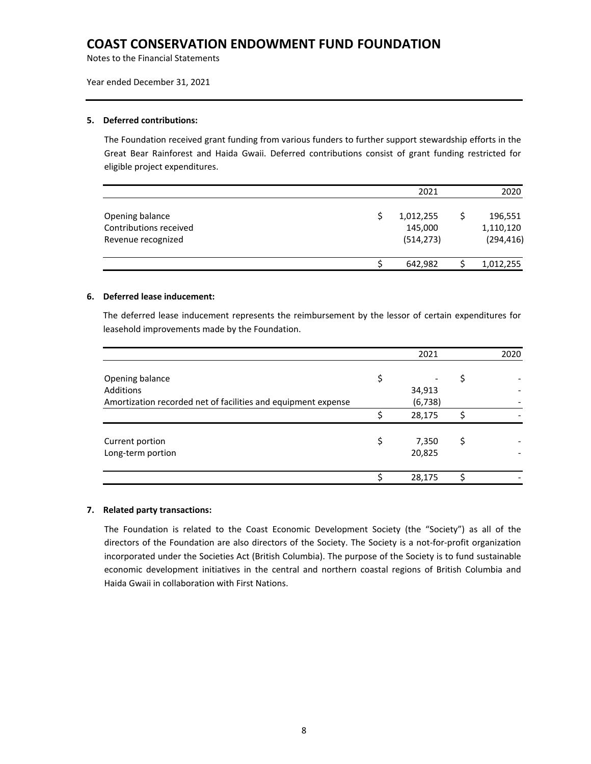# COAST CONSERVATION ENDOWMENT FUND FOUNDATION

Notes to the Financial Statements

Year ended December 31, 2021

## 5. Deferred contributions:

The Foundation received grant funding from various funders to further support stewardship efforts in the Great Bear Rainforest and Haida Gwaii. Deferred contributions consist of grant funding restricted for eligible project expenditures.

| | 2021 | 2020 |
|---|---|---|
| Opening balance | $ 1,012,255 | $ 196,551 |
| Contributions received | 145,000 | 1,110,120 |
| Revenue recognized | (514,273) | (294,416) |
| | $ 642,982 | $ 1,012,255 |

## 6. Deferred lease inducement:

The deferred lease inducement represents the reimbursement by the lessor of certain expenditures for leasehold improvements made by the Foundation.

| | 2021 | 2020 |
|---|---|---|
| Opening balance | $ - | $ - |
| Additions | 34,913 | - |
| Amortization recorded net of facilities and equipment expense | (6,738) | - |
| | $ 28,175 | $ - |
| Current portion | $ 7,350 | $ - |
| Long-term portion | 20,825 | - |
| | $ 28,175 | $ - |

## 7. Related party transactions:

The Foundation is related to the Coast Economic Development Society (the "Society") as all of the directors of the Foundation are also directors of the Society. The Society is a not-for-profit organization incorporated under the Societies Act (British Columbia). The purpose of the Society is to fund sustainable economic development initiatives in the central and northern coastal regions of British Columbia and Haida Gwaii in collaboration with First Nations.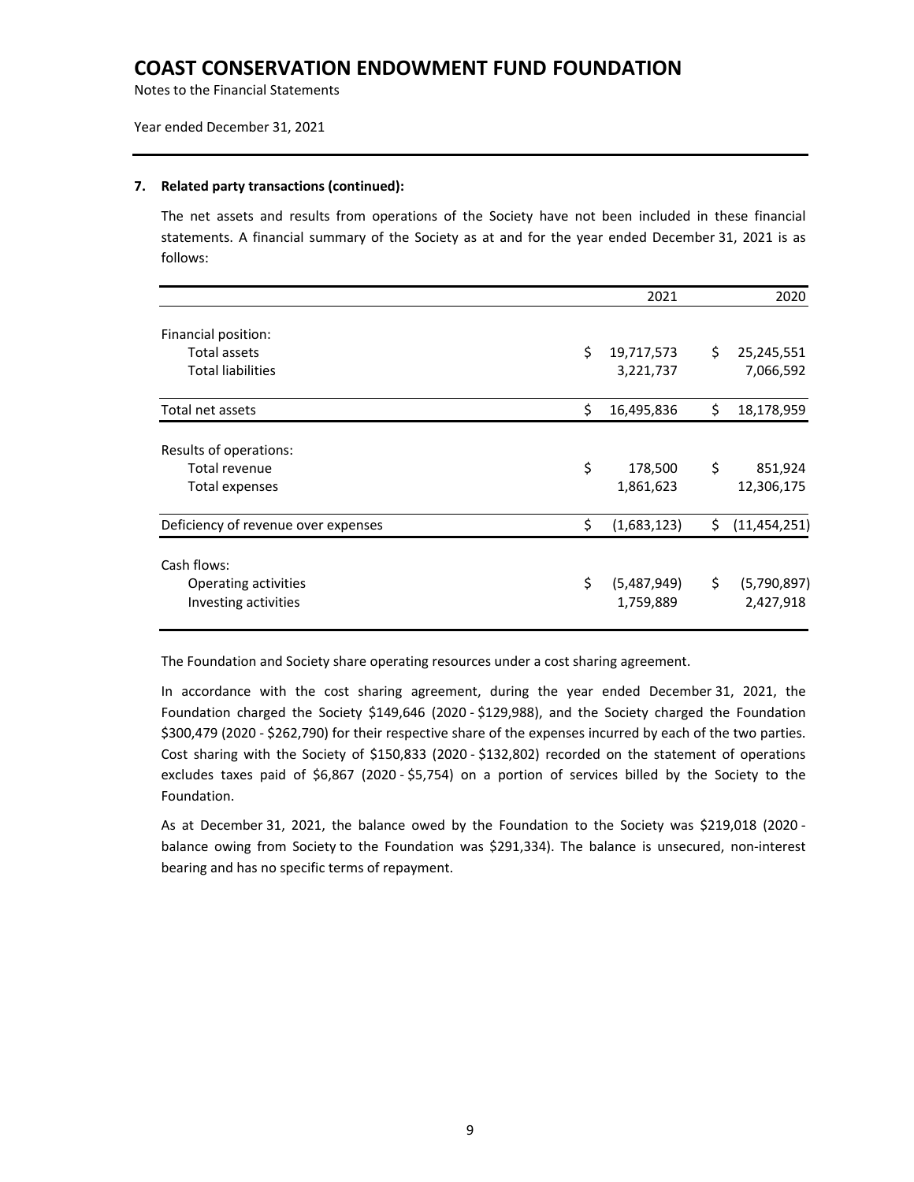# COAST CONSERVATION ENDOWMENT FUND FOUNDATION

Notes to the Financial Statements

Year ended December 31, 2021

**7. Related party transactions (continued):**

The net assets and results from operations of the Society have not been included in these financial statements. A financial summary of the Society as at and for the year ended December 31, 2021 is as follows:

| | 2021 | 2020 |
|---|---|---|
| Financial position: | | |
| Total assets | $ 19,717,573 | $ 25,245,551 |
| Total liabilities | 3,221,737 | 7,066,592 |
| Total net assets | $ 16,495,836 | $ 18,178,959 |
| Results of operations: | | |
| Total revenue | $ 178,500 | $ 851,924 |
| Total expenses | 1,861,623 | 12,306,175 |
| Deficiency of revenue over expenses | $ (1,683,123) | $ (11,454,251) |
| Cash flows: | | |
| Operating activities | $ (5,487,949) | $ (5,790,897) |
| Investing activities | 1,759,889 | 2,427,918 |

The Foundation and Society share operating resources under a cost sharing agreement.

In accordance with the cost sharing agreement, during the year ended December 31, 2021, the Foundation charged the Society $149,646 (2020 - $129,988), and the Society charged the Foundation $300,479 (2020 - $262,790) for their respective share of the expenses incurred by each of the two parties. Cost sharing with the Society of $150,833 (2020 - $132,802) recorded on the statement of operations excludes taxes paid of $6,867 (2020 - $5,754) on a portion of services billed by the Society to the Foundation.

As at December 31, 2021, the balance owed by the Foundation to the Society was $219,018 (2020 - balance owing from Society to the Foundation was $291,334). The balance is unsecured, non-interest bearing and has no specific terms of repayment.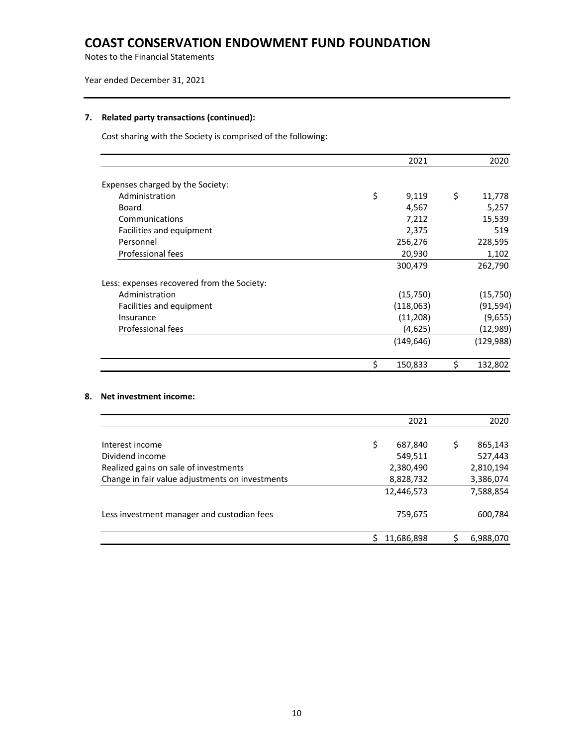# COAST CONSERVATION ENDOWMENT FUND FOUNDATION

Notes to the Financial Statements

Year ended December 31, 2021

## 7. Related party transactions (continued):

Cost sharing with the Society is comprised of the following:

| | 2021 | 2020 |
|---|---|---|
| Expenses charged by the Society: | | |
| Administration | $ 9,119 | $ 11,778 |
| Board | 4,567 | 5,257 |
| Communications | 7,212 | 15,539 |
| Facilities and equipment | 2,375 | 519 |
| Personnel | 256,276 | 228,595 |
| Professional fees | 20,930 | 1,102 |
| | 300,479 | 262,790 |
| Less: expenses recovered from the Society: | | |
| Administration | (15,750) | (15,750) |
| Facilities and equipment | (118,063) | (91,594) |
| Insurance | (11,208) | (9,655) |
| Professional fees | (4,625) | (12,989) |
| | (149,646) | (129,988) |
| | $ 150,833 | $ 132,802 |

## 8. Net investment income:

| | 2021 | 2020 |
|---|---|---|
| Interest income | $ 687,840 | $ 865,143 |
| Dividend income | 549,511 | 527,443 |
| Realized gains on sale of investments | 2,380,490 | 2,810,194 |
| Change in fair value adjustments on investments | 8,828,732 | 3,386,074 |
| | 12,446,573 | 7,588,854 |
| Less investment manager and custodian fees | 759,675 | 600,784 |
| | $ 11,686,898 | $ 6,988,070 |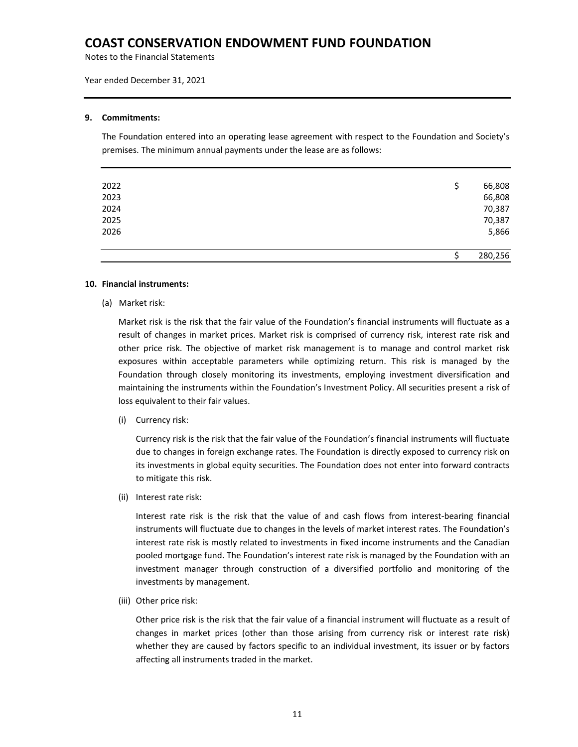# COAST CONSERVATION ENDOWMENT FUND FOUNDATION

Notes to the Financial Statements

Year ended December 31, 2021

## 9. Commitments:

The Foundation entered into an operating lease agreement with respect to the Foundation and Society's premises. The minimum annual payments under the lease are as follows:

| | |
|---|---|
| 2022 | $ 66,808 |
| 2023 | 66,808 |
| 2024 | 70,387 |
| 2025 | 70,387 |
| 2026 | 5,866 |
| | $ 280,256 |

## 10. Financial instruments:

(a) Market risk:

Market risk is the risk that the fair value of the Foundation's financial instruments will fluctuate as a result of changes in market prices. Market risk is comprised of currency risk, interest rate risk and other price risk. The objective of market risk management is to manage and control market risk exposures within acceptable parameters while optimizing return. This risk is managed by the Foundation through closely monitoring its investments, employing investment diversification and maintaining the instruments within the Foundation's Investment Policy. All securities present a risk of loss equivalent to their fair values.

(i) Currency risk:

Currency risk is the risk that the fair value of the Foundation's financial instruments will fluctuate due to changes in foreign exchange rates. The Foundation is directly exposed to currency risk on its investments in global equity securities. The Foundation does not enter into forward contracts to mitigate this risk.

(ii) Interest rate risk:

Interest rate risk is the risk that the value of and cash flows from interest-bearing financial instruments will fluctuate due to changes in the levels of market interest rates. The Foundation's interest rate risk is mostly related to investments in fixed income instruments and the Canadian pooled mortgage fund. The Foundation's interest rate risk is managed by the Foundation with an investment manager through construction of a diversified portfolio and monitoring of the investments by management.

(iii) Other price risk:

Other price risk is the risk that the fair value of a financial instrument will fluctuate as a result of changes in market prices (other than those arising from currency risk or interest rate risk) whether they are caused by factors specific to an individual investment, its issuer or by factors affecting all instruments traded in the market.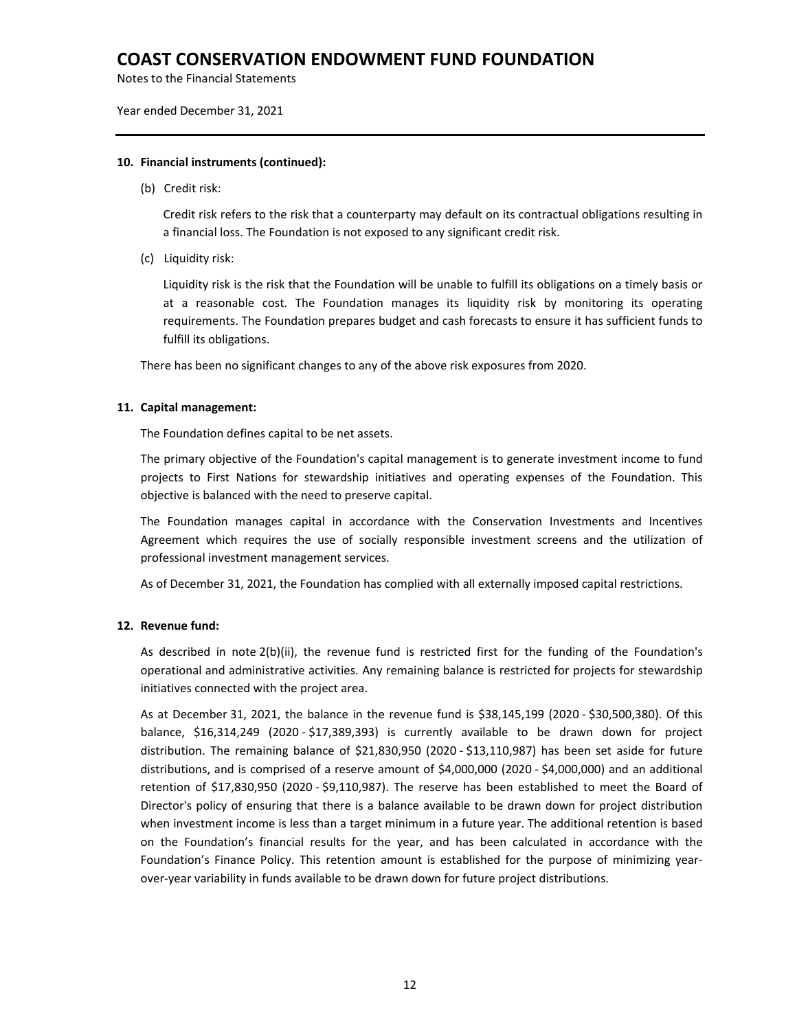**10. Financial instruments (continued):**

(b) Credit risk:

Credit risk refers to the risk that a counterparty may default on its contractual obligations resulting in a financial loss. The Foundation is not exposed to any significant credit risk.

(c) Liquidity risk:

Liquidity risk is the risk that the Foundation will be unable to fulfill its obligations on a timely basis or at a reasonable cost. The Foundation manages its liquidity risk by monitoring its operating requirements. The Foundation prepares budget and cash forecasts to ensure it has sufficient funds to fulfill its obligations.

There has been no significant changes to any of the above risk exposures from 2020.

**11. Capital management:**

The Foundation defines capital to be net assets.

The primary objective of the Foundation's capital management is to generate investment income to fund projects to First Nations for stewardship initiatives and operating expenses of the Foundation. This objective is balanced with the need to preserve capital.

The Foundation manages capital in accordance with the Conservation Investments and Incentives Agreement which requires the use of socially responsible investment screens and the utilization of professional investment management services.

As of December 31, 2021, the Foundation has complied with all externally imposed capital restrictions.

**12. Revenue fund:**

As described in note 2(b)(ii), the revenue fund is restricted first for the funding of the Foundation's operational and administrative activities. Any remaining balance is restricted for projects for stewardship initiatives connected with the project area.

As at December 31, 2021, the balance in the revenue fund is $38,145,199 (2020 - $30,500,380). Of this balance, $16,314,249 (2020 - $17,389,393) is currently available to be drawn down for project distribution. The remaining balance of $21,830,950 (2020 - $13,110,987) has been set aside for future distributions, and is comprised of a reserve amount of $4,000,000 (2020 - $4,000,000) and an additional retention of $17,830,950 (2020 - $9,110,987). The reserve has been established to meet the Board of Director's policy of ensuring that there is a balance available to be drawn down for project distribution when investment income is less than a target minimum in a future year. The additional retention is based on the Foundation's financial results for the year, and has been calculated in accordance with the Foundation's Finance Policy. This retention amount is established for the purpose of minimizing year-over-year variability in funds available to be drawn down for future project distributions.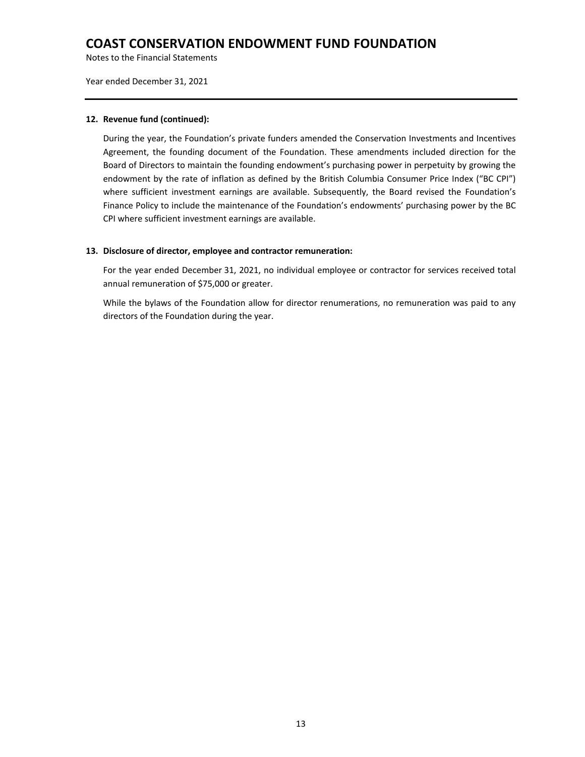**12. Revenue fund (continued):**

During the year, the Foundation's private funders amended the Conservation Investments and Incentives Agreement, the founding document of the Foundation. These amendments included direction for the Board of Directors to maintain the founding endowment's purchasing power in perpetuity by growing the endowment by the rate of inflation as defined by the British Columbia Consumer Price Index ("BC CPI") where sufficient investment earnings are available. Subsequently, the Board revised the Foundation's Finance Policy to include the maintenance of the Foundation's endowments' purchasing power by the BC CPI where sufficient investment earnings are available.

**13. Disclosure of director, employee and contractor remuneration:**

For the year ended December 31, 2021, no individual employee or contractor for services received total annual remuneration of $75,000 or greater.

While the bylaws of the Foundation allow for director renumerations, no remuneration was paid to any directors of the Foundation during the year.